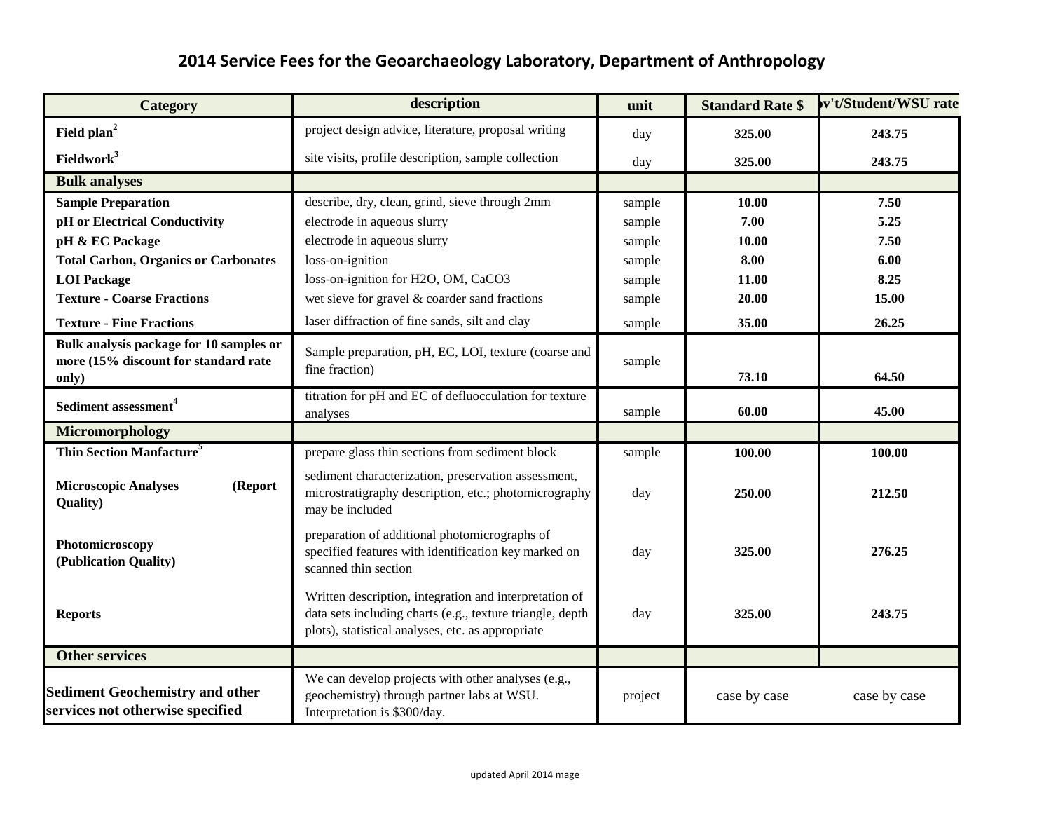# 2014 Service Fees for the Geoarchaeology Laboratory, Department of Anthropology

| Category | description | unit | Standard Rate $ | ov't/Student/WSU rate |
|---|---|---|---|---|
| **Field plan**[2] | project design advice, literature, proposal writing | day | **325.00** | **243.75** |
| **Fieldwork**[3] | site visits, profile description, sample collection | day | **325.00** | **243.75** |
| **Bulk analyses** | | | | |
| **Sample Preparation** | describe, dry, clean, grind, sieve through 2mm | sample | **10.00** | **7.50** |
| **pH or Electrical Conductivity** | electrode in aqueous slurry | sample | **7.00** | **5.25** |
| **pH & EC Package** | electrode in aqueous slurry | sample | **10.00** | **7.50** |
| **Total Carbon, Organics or Carbonates** | loss-on-ignition | sample | **8.00** | **6.00** |
| **LOI Package** | loss-on-ignition for H2O, OM, CaCO3 | sample | **11.00** | **8.25** |
| **Texture - Coarse Fractions** | wet sieve for gravel & coarder sand fractions | sample | **20.00** | **15.00** |
| **Texture - Fine Fractions** | laser diffraction of fine sands, silt and clay | sample | **35.00** | **26.25** |
| **Bulk analysis package for 10 samples or more (15% discount for standard rate only)** | Sample preparation, pH, EC, LOI, texture (coarse and fine fraction) | sample | **73.10** | **64.50** |
| **Sediment assessment**[4] | titration for pH and EC of defluocculation for texture analyses | sample | **60.00** | **45.00** |
| **Micromorphology** | | | | |
| **Thin Section Manfacture**[5] | prepare glass thin sections from sediment block | sample | **100.00** | **100.00** |
| **Microscopic Analyses (Report Quality)** | sediment characterization, preservation assessment, microstratigraphy description, etc.; photomicrography may be included | day | **250.00** | **212.50** |
| **Photomicroscopy (Publication Quality)** | preparation of additional photomicrographs of specified features with identification key marked on scanned thin section | day | **325.00** | **276.25** |
| **Reports** | Written description, integration and interpretation of data sets including charts (e.g., texture triangle, depth plots), statistical analyses, etc. as appropriate | day | **325.00** | **243.75** |
| **Other services** | | | | |
| **Sediment Geochemistry and other services not otherwise specified** | We can develop projects with other analyses (e.g., geochemistry) through partner labs at WSU. Interpretation is $300/day. | project | case by case | case by case |

updated April 2014 mage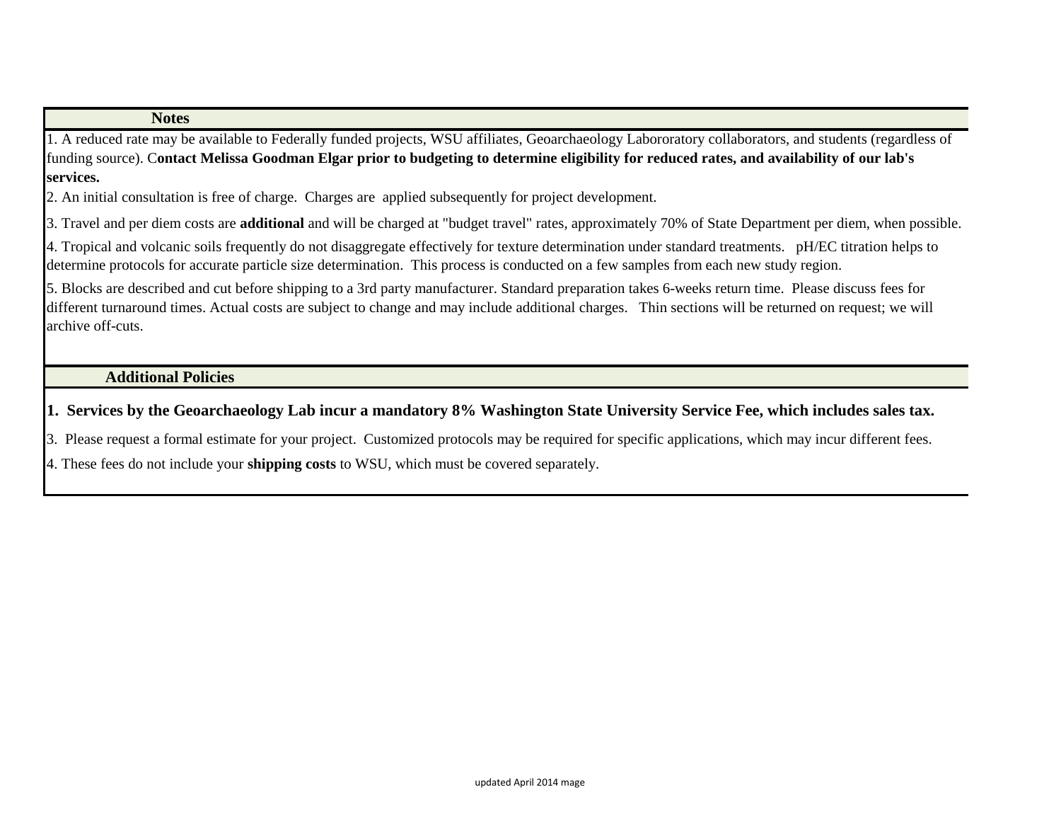## Notes

1. A reduced rate may be available to Federally funded projects, WSU affiliates, Geoarchaeology Labororatory collaborators, and students (regardless of funding source). C**ontact Melissa Goodman Elgar prior to budgeting to determine eligibility for reduced rates, and availability of our lab's services.**

2. An initial consultation is free of charge. Charges are applied subsequently for project development.

3. Travel and per diem costs are **additional** and will be charged at "budget travel" rates, approximately 70% of State Department per diem, when possible.

4. Tropical and volcanic soils frequently do not disaggregate effectively for texture determination under standard treatments. pH/EC titration helps to determine protocols for accurate particle size determination. This process is conducted on a few samples from each new study region.

5. Blocks are described and cut before shipping to a 3rd party manufacturer. Standard preparation takes 6-weeks return time. Please discuss fees for different turnaround times. Actual costs are subject to change and may include additional charges. Thin sections will be returned on request; we will archive off-cuts.

## Additional Policies

**1. Services by the Geoarchaeology Lab incur a mandatory 8% Washington State University Service Fee, which includes sales tax.**

3. Please request a formal estimate for your project. Customized protocols may be required for specific applications, which may incur different fees.

4. These fees do not include your **shipping costs** to WSU, which must be covered separately.

updated April 2014 mage